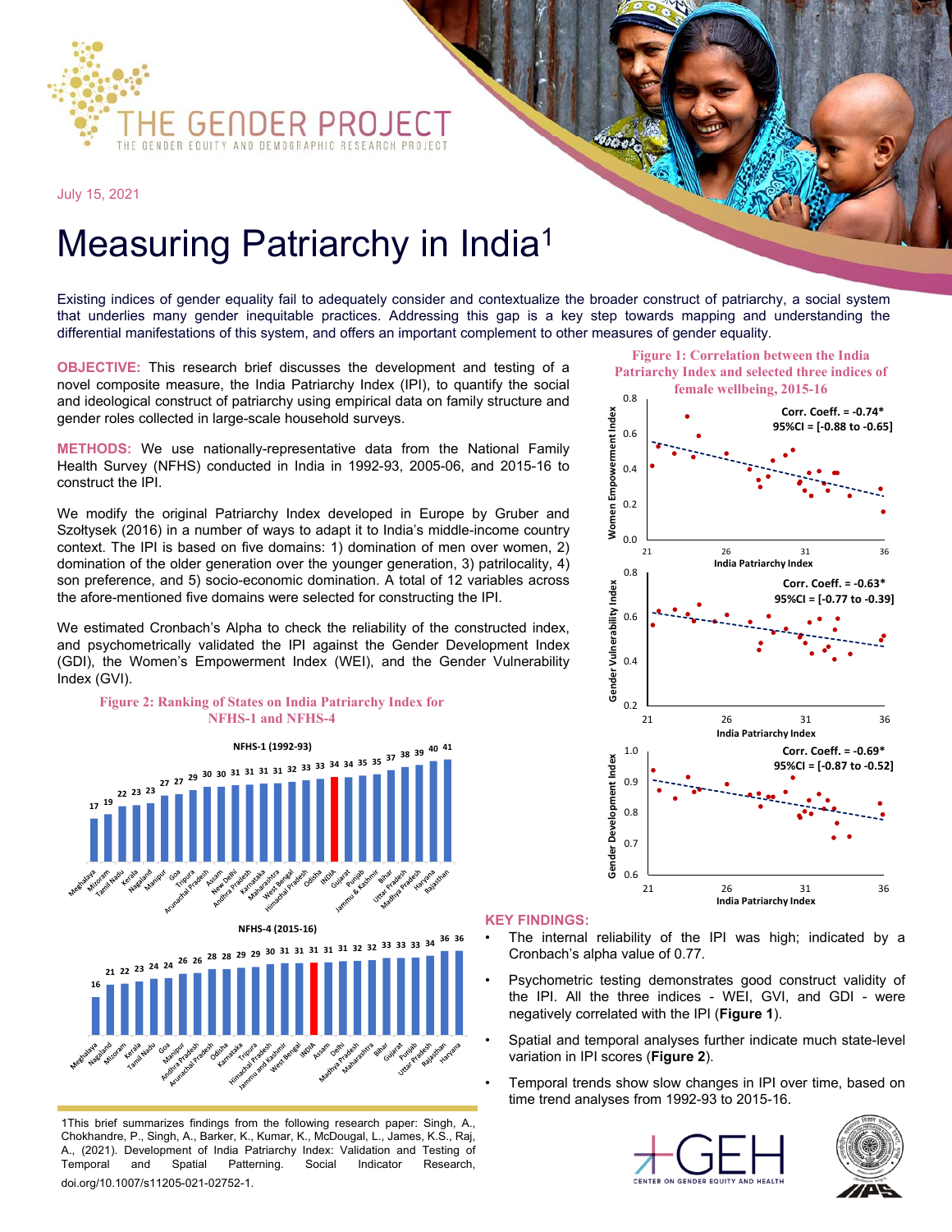THE GENDER PROJECT

THE GENDER EQUITY AND DEMOGRAPHIC RESEARCH PROJECT

July 15, 2021

# Measuring Patriarchy in India[1]

Existing indices of gender equality fail to adequately consider and contextualize the broader construct of patriarchy, a social system that underlies many gender inequitable practices. Addressing this gap is a key step towards mapping and understanding the differential manifestations of this system, and offers an important complement to other measures of gender equality.

**OBJECTIVE:** This research brief discusses the development and testing of a novel composite measure, the India Patriarchy Index (IPI), to quantify the social and ideological construct of patriarchy using empirical data on family structure and gender roles collected in large-scale household surveys.

**METHODS:** We use nationally-representative data from the National Family Health Survey (NFHS) conducted in India in 1992-93, 2005-06, and 2015-16 to construct the IPI.

We modify the original Patriarchy Index developed in Europe by Gruber and Szołtysek (2016) in a number of ways to adapt it to India's middle-income country context. The IPI is based on five domains: 1) domination of men over women, 2) domination of the older generation over the younger generation, 3) patrilocality, 4) son preference, and 5) socio-economic domination. A total of 12 variables across the afore-mentioned five domains were selected for constructing the IPI.

We estimated Cronbach's Alpha to check the reliability of the constructed index, and psychometrically validated the IPI against the Gender Development Index (GDI), the Women's Empowerment Index (WEI), and the Gender Vulnerability Index (GVI).

**Figure 2: Ranking of States on India Patriarchy Index for NFHS-1 and NFHS-4**

NFHS-1 (1992-93)

| State | IPI |
|---|---|
| Meghalaya | 17 |
| Mizoram | 19 |
| Tamil Nadu | 22 |
| Kerala | 23 |
| Nagaland | 23 |
| Manipur | 27 |
| Goa | 27 |
| Tripura | 29 |
| Arunachal Pradesh | 30 |
| Assam | 30 |
| New Delhi | 31 |
| Andhra Pradesh | 31 |
| Karnataka | 31 |
| Maharashtra | 31 |
| West Bengal | 32 |
| Himachal Pradesh | 33 |
| Odisha | 33 |
| INDIA | 34 |
| Gujarat | 34 |
| Punjab | 35 |
| Jammu & Kashmir | 35 |
| Bihar | 37 |
| Uttar Pradesh | 38 |
| Madhya Pradesh | 39 |
| Haryana | 40 |
| Rajasthan | 41 |

NFHS-4 (2015-16)

| State | IPI |
|---|---|
| Meghalaya | 16 |
| Nagaland | 21 |
| Mizoram | 22 |
| Kerala | 23 |
| Tamil Nadu | 24 |
| Goa | 24 |
| Manipur | 26 |
| Andhra Pradesh | 26 |
| Arunachal Pradesh | 28 |
| Odisha | 28 |
| Karnataka | 29 |
| Tripura | 29 |
| Himachal Pradesh | 30 |
| Jammu and Kashmir | 31 |
| West Bengal | 31 |
| INDIA | 31 |
| Assam | 31 |
| Delhi | 31 |
| Madhya Pradesh | 32 |
| Maharashtra | 32 |
| Bihar | 33 |
| Gujarat | 33 |
| Punjab | 33 |
| Uttar Pradesh | 34 |
| Rajasthan | 36 |
| Haryana | 36 |

**Figure 1: Correlation between the India Patriarchy Index and selected three indices of female wellbeing, 2015-16**

Women Empowerment Index vs. India Patriarchy Index: Corr. Coeff. = -0.74*, 95%CI = [-0.88 to -0.65]

Gender Vulnerability Index vs. India Patriarchy Index: Corr. Coeff. = -0.63*, 95%CI = [-0.77 to -0.39]

Gender Development Index vs. India Patriarchy Index: Corr. Coeff. = -0.69*, 95%CI = [-0.87 to -0.52]

**KEY FINDINGS:**

- The internal reliability of the IPI was high; indicated by a Cronbach's alpha value of 0.77.
- Psychometric testing demonstrates good construct validity of the IPI. All the three indices - WEI, GVI, and GDI - were negatively correlated with the IPI (**Figure 1**).
- Spatial and temporal analyses further indicate much state-level variation in IPI scores (**Figure 2**).
- Temporal trends show slow changes in IPI over time, based on time trend analyses from 1992-93 to 2015-16.

[1]This brief summarizes findings from the following research paper: Singh, A., Chokhandre, P., Singh, A., Barker, K., Kumar, K., McDougal, L., James, K.S., Raj, A., (2021). Development of India Patriarchy Index: Validation and Testing of Temporal and Spatial Patterning. Social Indicator Research, doi.org/10.1007/s11205-021-02752-1.

GEH CENTER ON GENDER EQUITY AND HEALTH

IIPS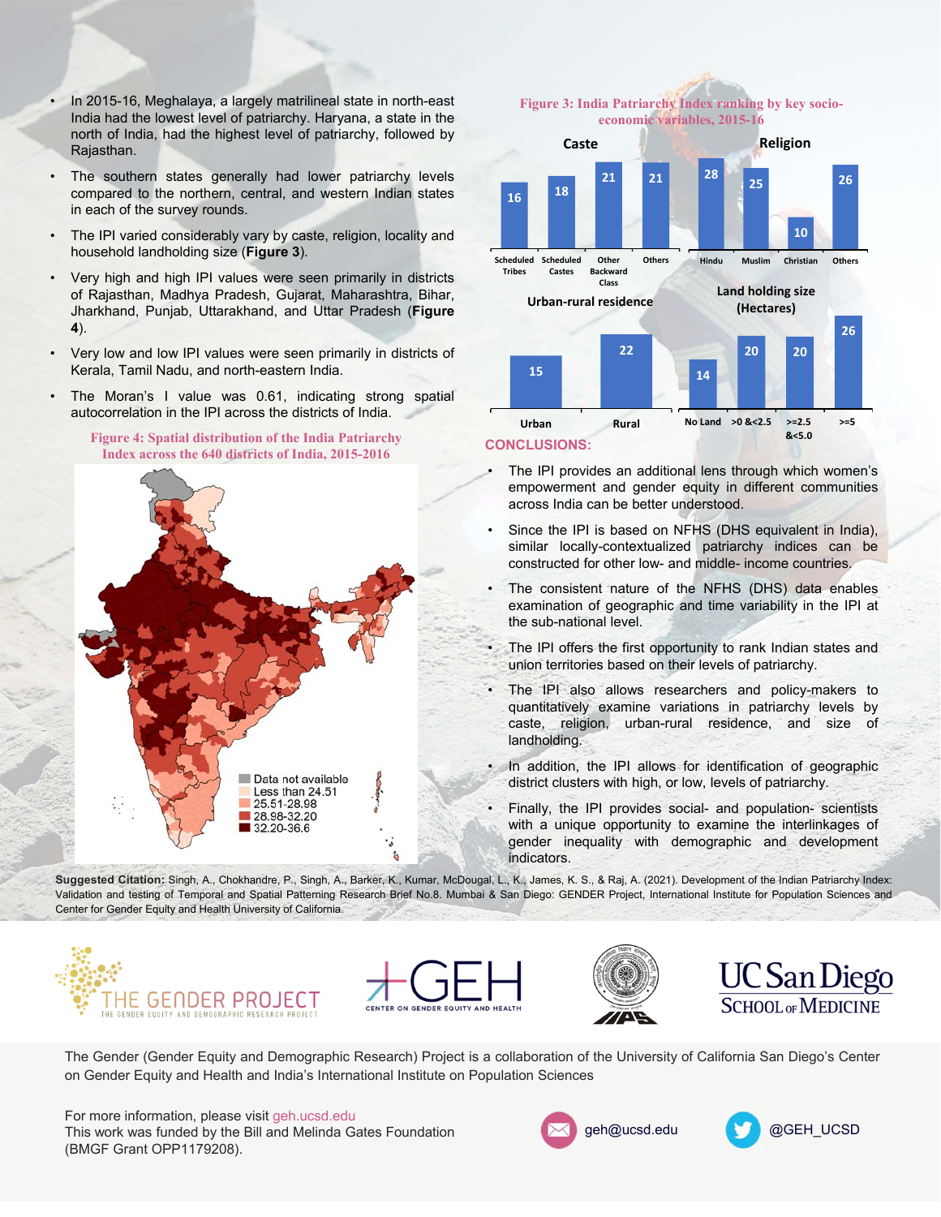- In 2015-16, Meghalaya, a largely matrilineal state in north-east India had the lowest level of patriarchy. Haryana, a state in the north of India, had the highest level of patriarchy, followed by Rajasthan.
- The southern states generally had lower patriarchy levels compared to the northern, central, and western Indian states in each of the survey rounds.
- The IPI varied considerably vary by caste, religion, locality and household landholding size (**Figure 3**).
- Very high and high IPI values were seen primarily in districts of Rajasthan, Madhya Pradesh, Gujarat, Maharashtra, Bihar, Jharkhand, Punjab, Uttarakhand, and Uttar Pradesh (**Figure 4**).
- Very low and low IPI values were seen primarily in districts of Kerala, Tamil Nadu, and north-eastern India.
- The Moran's I value was 0.61, indicating strong spatial autocorrelation in the IPI across the districts of India.

**Figure 4: Spatial distribution of the India Patriarchy Index across the 640 districts of India, 2015-2016**

Data not available
Less than 24.51
25.51-28.98
28.98-32.20
32.20-36.6

**Figure 3: India Patriarchy Index ranking by key socio-economic variables, 2015-16**

Caste
16 Scheduled Tribes
18 Scheduled Castes
21 Other Backward Class
21 Others

Religion
28 Hindu
25 Muslim
10 Christian
26 Others

Urban-rural residence
15 Urban
22 Rural

Land holding size (Hectares)
14 No Land
20 >0 &<2.5
20 >=2.5 &<5.0
26 >=5

## CONCLUSIONS:

- The IPI provides an additional lens through which women's empowerment and gender equity in different communities across India can be better understood.
- Since the IPI is based on NFHS (DHS equivalent in India), similar locally-contextualized patriarchy indices can be constructed for other low- and middle- income countries.
- The consistent nature of the NFHS (DHS) data enables examination of geographic and time variability in the IPI at the sub-national level.
- The IPI offers the first opportunity to rank Indian states and union territories based on their levels of patriarchy.
- The IPI also allows researchers and policy-makers to quantitatively examine variations in patriarchy levels by caste, religion, urban-rural residence, and size of landholding.
- In addition, the IPI allows for identification of geographic district clusters with high, or low, levels of patriarchy.
- Finally, the IPI provides social- and population- scientists with a unique opportunity to examine the interlinkages of gender inequality with demographic and development indicators.

**Suggested Citation:** Singh, A., Chokhandre, P., Singh, A., Barker, K., Kumar, McDougal, L., K., James, K. S., & Raj, A. (2021). Development of the Indian Patriarchy Index: Validation and testing of Temporal and Spatial Patterning Research Brief No.8. Mumbai & San Diego: GENDER Project, International Institute for Population Sciences and Center for Gender Equity and Health University of California.

THE GENDER PROJECT
THE GENDER EQUITY AND DEMOGRAPHIC RESEARCH PROJECT

GEH
CENTER ON GENDER EQUITY AND HEALTH

IIPS

UC San Diego
SCHOOL OF MEDICINE

The Gender (Gender Equity and Demographic Research) Project is a collaboration of the University of California San Diego's Center on Gender Equity and Health and India's International Institute on Population Sciences

For more information, please visit geh.ucsd.edu
This work was funded by the Bill and Melinda Gates Foundation (BMGF Grant OPP1179208).

geh@ucsd.edu

@GEH_UCSD